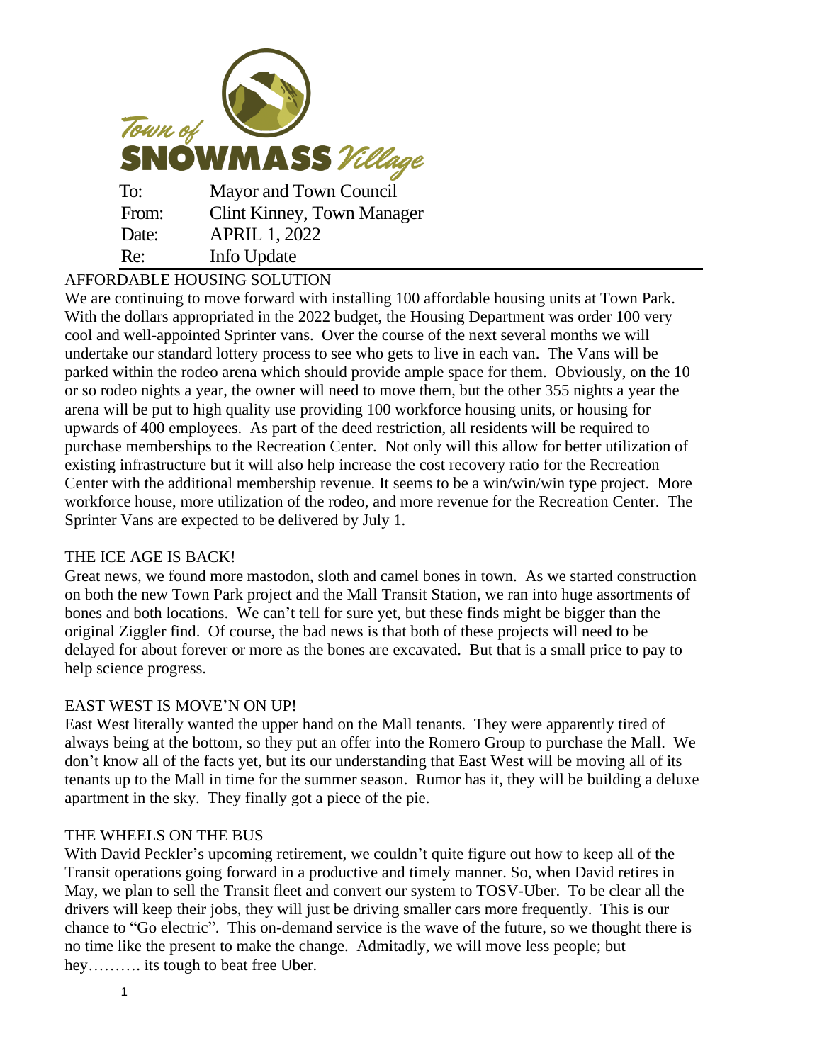**Town of SNOWMASS Village**

| | |
|---|---|
| To: | Mayor and Town Council |
| From: | Clint Kinney, Town Manager |
| Date: | APRIL 1, 2022 |
| Re: | Info Update |

## AFFORDABLE HOUSING SOLUTION

We are continuing to move forward with installing 100 affordable housing units at Town Park. With the dollars appropriated in the 2022 budget, the Housing Department was order 100 very cool and well-appointed Sprinter vans. Over the course of the next several months we will undertake our standard lottery process to see who gets to live in each van. The Vans will be parked within the rodeo arena which should provide ample space for them. Obviously, on the 10 or so rodeo nights a year, the owner will need to move them, but the other 355 nights a year the arena will be put to high quality use providing 100 workforce housing units, or housing for upwards of 400 employees. As part of the deed restriction, all residents will be required to purchase memberships to the Recreation Center. Not only will this allow for better utilization of existing infrastructure but it will also help increase the cost recovery ratio for the Recreation Center with the additional membership revenue. It seems to be a win/win/win type project. More workforce house, more utilization of the rodeo, and more revenue for the Recreation Center. The Sprinter Vans are expected to be delivered by July 1.

## THE ICE AGE IS BACK!

Great news, we found more mastodon, sloth and camel bones in town. As we started construction on both the new Town Park project and the Mall Transit Station, we ran into huge assortments of bones and both locations. We can't tell for sure yet, but these finds might be bigger than the original Ziggler find. Of course, the bad news is that both of these projects will need to be delayed for about forever or more as the bones are excavated. But that is a small price to pay to help science progress.

## EAST WEST IS MOVE'N ON UP!

East West literally wanted the upper hand on the Mall tenants. They were apparently tired of always being at the bottom, so they put an offer into the Romero Group to purchase the Mall. We don't know all of the facts yet, but its our understanding that East West will be moving all of its tenants up to the Mall in time for the summer season. Rumor has it, they will be building a deluxe apartment in the sky. They finally got a piece of the pie.

## THE WHEELS ON THE BUS

With David Peckler's upcoming retirement, we couldn't quite figure out how to keep all of the Transit operations going forward in a productive and timely manner. So, when David retires in May, we plan to sell the Transit fleet and convert our system to TOSV-Uber. To be clear all the drivers will keep their jobs, they will just be driving smaller cars more frequently. This is our chance to "Go electric". This on-demand service is the wave of the future, so we thought there is no time like the present to make the change. Admitadly, we will move less people; but hey………. its tough to beat free Uber.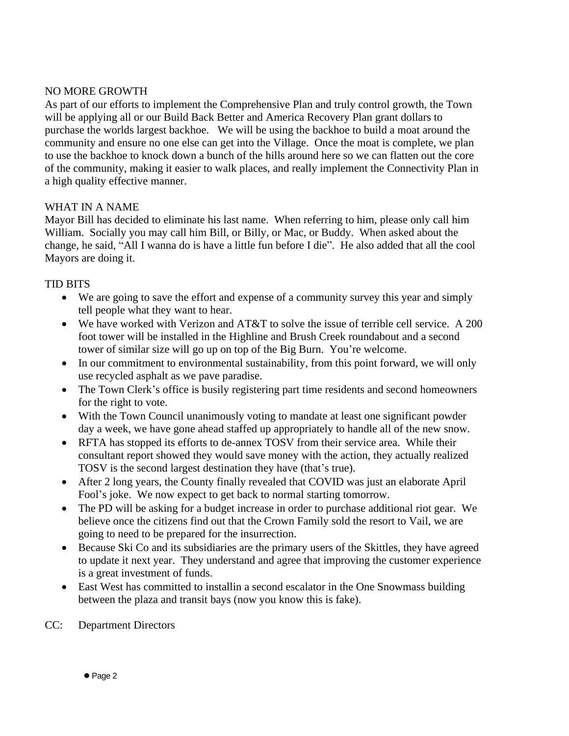NO MORE GROWTH

As part of our efforts to implement the Comprehensive Plan and truly control growth, the Town will be applying all or our Build Back Better and America Recovery Plan grant dollars to purchase the worlds largest backhoe.  We will be using the backhoe to build a moat around the community and ensure no one else can get into the Village. Once the moat is complete, we plan to use the backhoe to knock down a bunch of the hills around here so we can flatten out the core of the community, making it easier to walk places, and really implement the Connectivity Plan in a high quality effective manner.

WHAT IN A NAME

Mayor Bill has decided to eliminate his last name. When referring to him, please only call him William. Socially you may call him Bill, or Billy, or Mac, or Buddy. When asked about the change, he said, "All I wanna do is have a little fun before I die". He also added that all the cool Mayors are doing it.

TID BITS

- We are going to save the effort and expense of a community survey this year and simply tell people what they want to hear.
- We have worked with Verizon and AT&T to solve the issue of terrible cell service. A 200 foot tower will be installed in the Highline and Brush Creek roundabout and a second tower of similar size will go up on top of the Big Burn. You're welcome.
- In our commitment to environmental sustainability, from this point forward, we will only use recycled asphalt as we pave paradise.
- The Town Clerk's office is busily registering part time residents and second homeowners for the right to vote.
- With the Town Council unanimously voting to mandate at least one significant powder day a week, we have gone ahead staffed up appropriately to handle all of the new snow.
- RFTA has stopped its efforts to de-annex TOSV from their service area. While their consultant report showed they would save money with the action, they actually realized TOSV is the second largest destination they have (that's true).
- After 2 long years, the County finally revealed that COVID was just an elaborate April Fool's joke. We now expect to get back to normal starting tomorrow.
- The PD will be asking for a budget increase in order to purchase additional riot gear. We believe once the citizens find out that the Crown Family sold the resort to Vail, we are going to need to be prepared for the insurrection.
- Because Ski Co and its subsidiaries are the primary users of the Skittles, they have agreed to update it next year. They understand and agree that improving the customer experience is a great investment of funds.
- East West has committed to installin a second escalator in the One Snowmass building between the plaza and transit bays (now you know this is fake).

CC: Department Directors